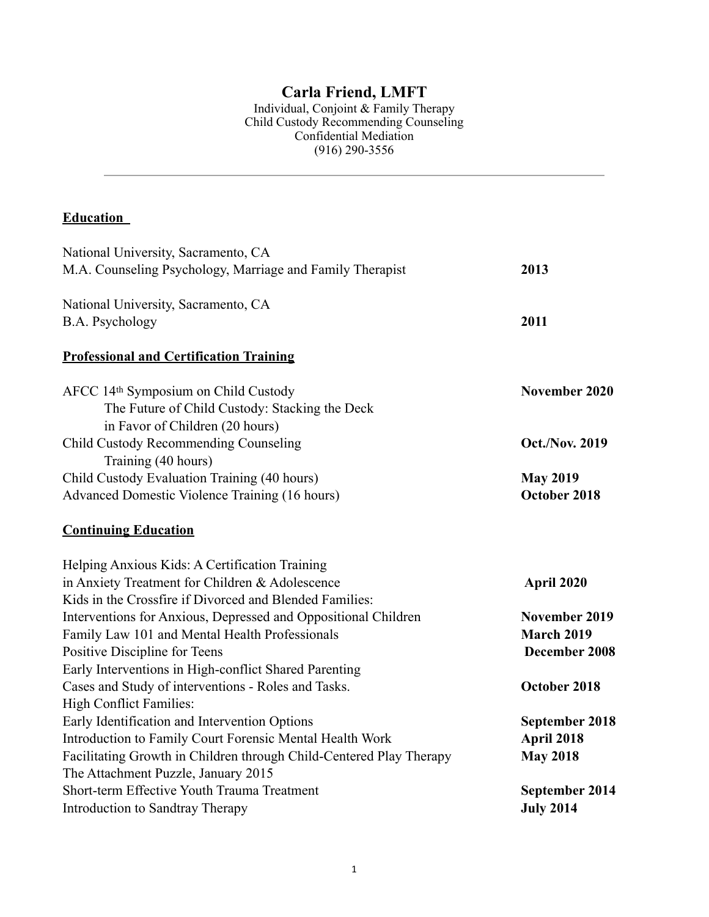# Carla Friend, LMFT

Individual, Conjoint & Family Therapy
Child Custody Recommending Counseling
Confidential Mediation
(916) 290-3556

---

## Education

National University, Sacramento, CA
M.A. Counseling Psychology, Marriage and Family Therapist **2013**

National University, Sacramento, CA
B.A. Psychology **2011**

## Professional and Certification Training

AFCC 14th Symposium on Child Custody **November 2020**
The Future of Child Custody: Stacking the Deck
in Favor of Children (20 hours)

Child Custody Recommending Counseling **Oct./Nov. 2019**
Training (40 hours)

Child Custody Evaluation Training (40 hours) **May 2019**

Advanced Domestic Violence Training (16 hours) **October 2018**

## Continuing Education

Helping Anxious Kids: A Certification Training
in Anxiety Treatment for Children & Adolescence **April 2020**

Kids in the Crossfire if Divorced and Blended Families:
Interventions for Anxious, Depressed and Oppositional Children **November 2019**

Family Law 101 and Mental Health Professionals **March 2019**

Positive Discipline for Teens **December 2008**

Early Interventions in High-conflict Shared Parenting
Cases and Study of interventions - Roles and Tasks. **October 2018**

High Conflict Families:
Early Identification and Intervention Options **September 2018**

Introduction to Family Court Forensic Mental Health Work **April 2018**

Facilitating Growth in Children through Child-Centered Play Therapy **May 2018**

The Attachment Puzzle, January 2015

Short-term Effective Youth Trauma Treatment **September 2014**

Introduction to Sandtray Therapy **July 2014**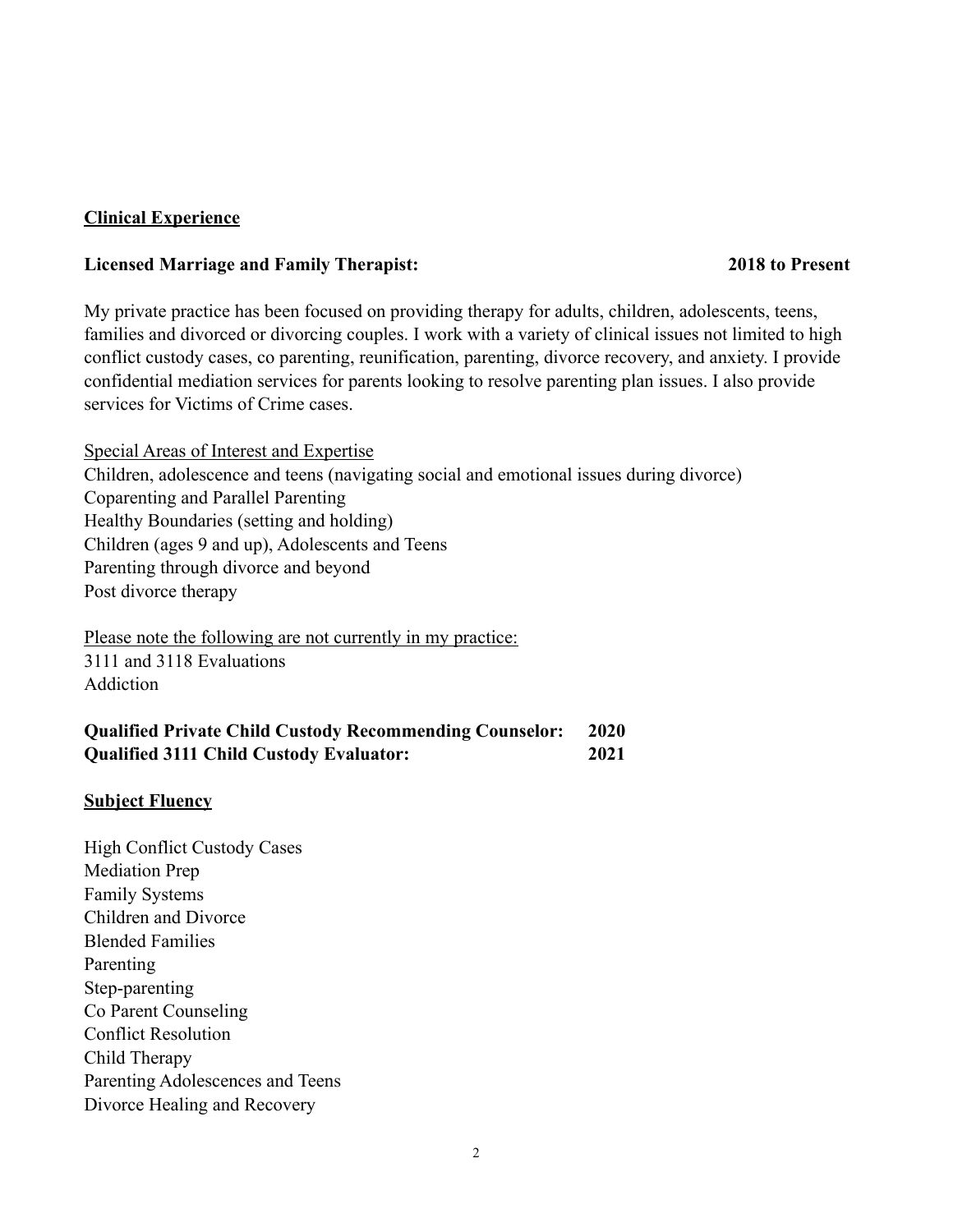## Clinical Experience

**Licensed Marriage and Family Therapist: 2018 to Present**

My private practice has been focused on providing therapy for adults, children, adolescents, teens, families and divorced or divorcing couples. I work with a variety of clinical issues not limited to high conflict custody cases, co parenting, reunification, parenting, divorce recovery, and anxiety. I provide confidential mediation services for parents looking to resolve parenting plan issues. I also provide services for Victims of Crime cases.

Special Areas of Interest and Expertise

Children, adolescence and teens (navigating social and emotional issues during divorce)
Coparenting and Parallel Parenting
Healthy Boundaries (setting and holding)
Children (ages 9 and up), Adolescents and Teens
Parenting through divorce and beyond
Post divorce therapy

Please note the following are not currently in my practice:

3111 and 3118 Evaluations
Addiction

**Qualified Private Child Custody Recommending Counselor: 2020**
**Qualified 3111 Child Custody Evaluator: 2021**

## Subject Fluency

High Conflict Custody Cases
Mediation Prep
Family Systems
Children and Divorce
Blended Families
Parenting
Step-parenting
Co Parent Counseling
Conflict Resolution
Child Therapy
Parenting Adolescences and Teens
Divorce Healing and Recovery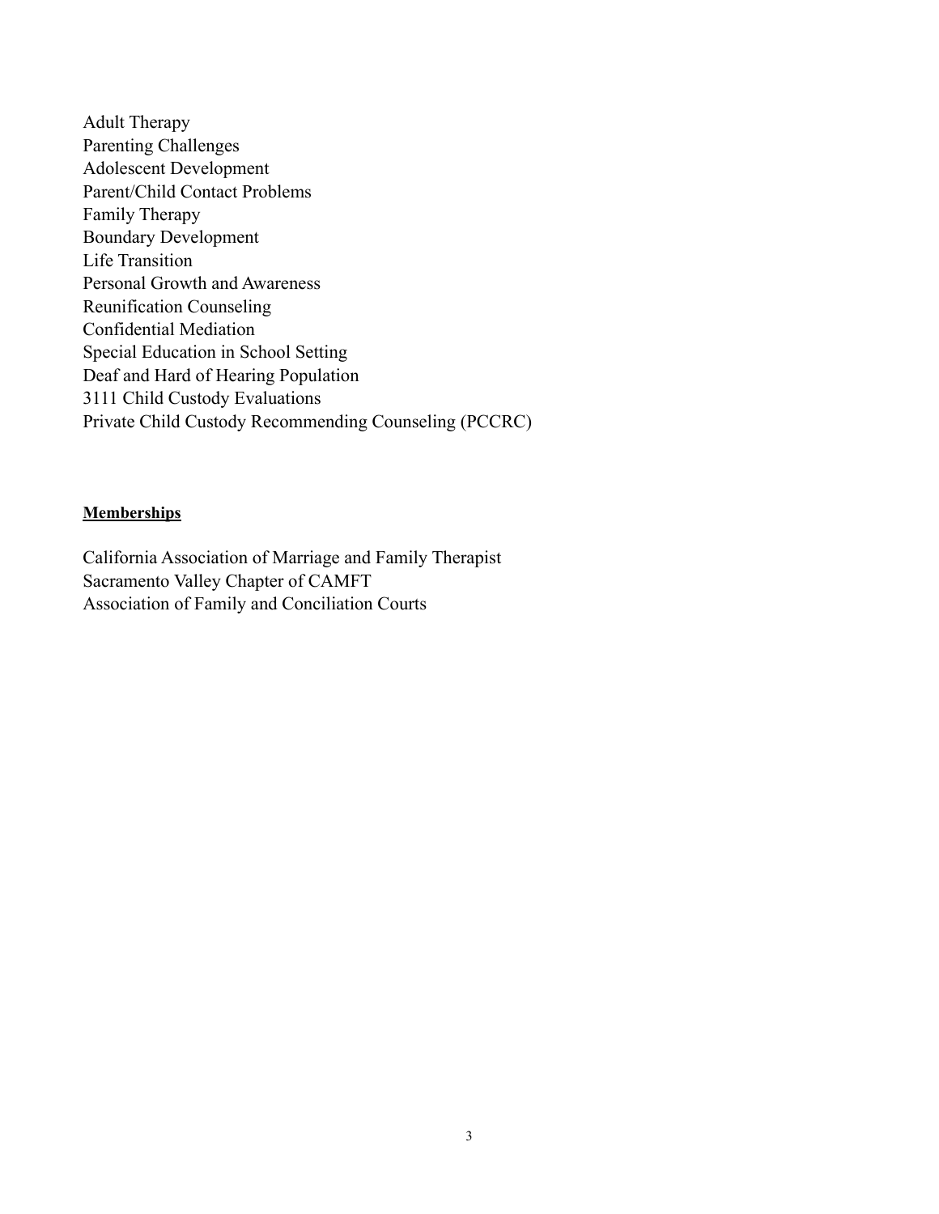Adult Therapy
Parenting Challenges
Adolescent Development
Parent/Child Contact Problems
Family Therapy
Boundary Development
Life Transition
Personal Growth and Awareness
Reunification Counseling
Confidential Mediation
Special Education in School Setting
Deaf and Hard of Hearing Population
3111 Child Custody Evaluations
Private Child Custody Recommending Counseling (PCCRC)

**Memberships**

California Association of Marriage and Family Therapist
Sacramento Valley Chapter of CAMFT
Association of Family and Conciliation Courts